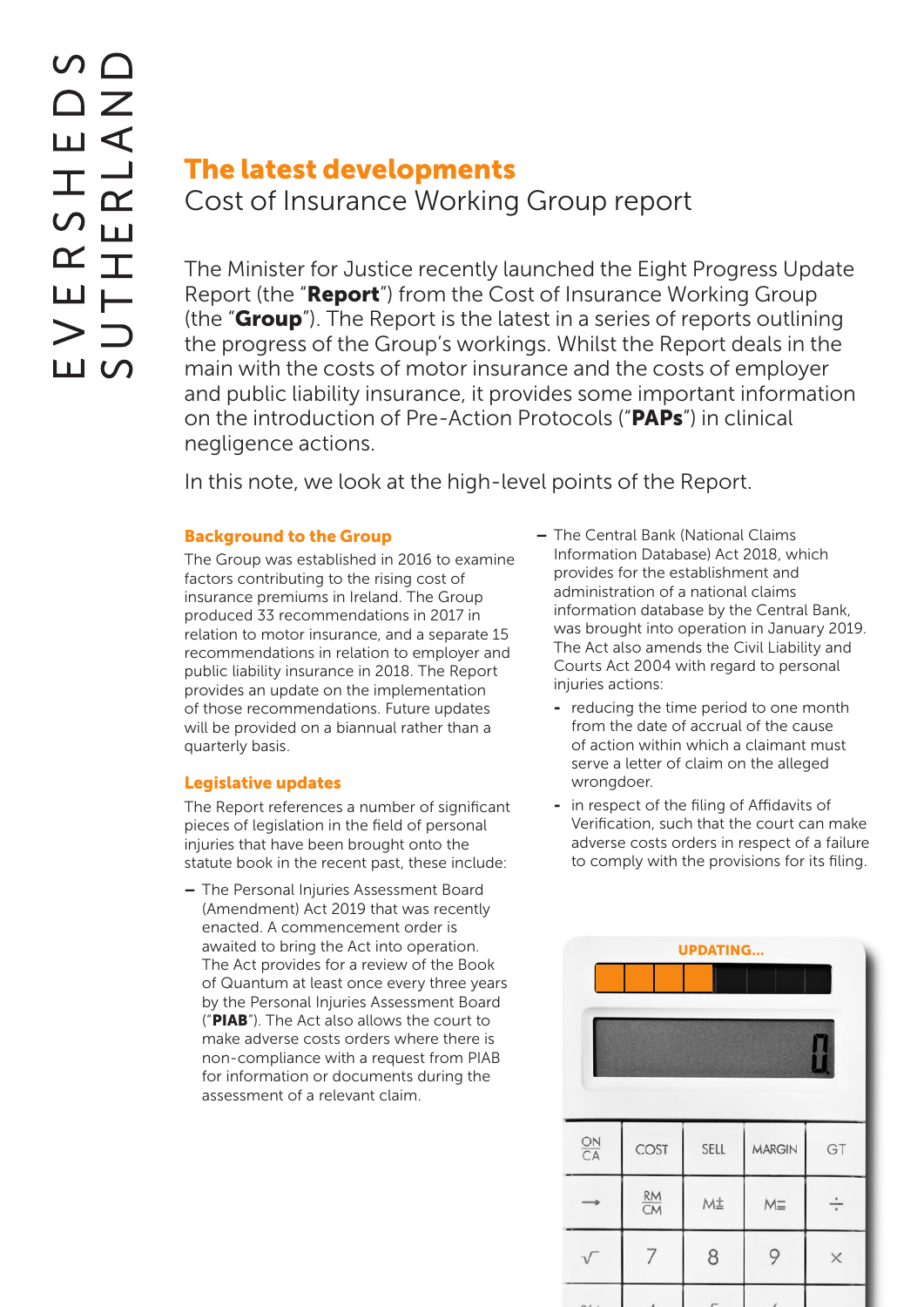## The latest developments

### Cost of Insurance Working Group report

The Minister for Justice recently launched the Eight Progress Update Report (the "**Report**") from the Cost of Insurance Working Group (the "**Group**"). The Report is the latest in a series of reports outlining the progress of the Group's workings. Whilst the Report deals in the main with the costs of motor insurance and the costs of employer and public liability insurance, it provides some important information on the introduction of Pre-Action Protocols ("**PAPs**") in clinical negligence actions.

In this note, we look at the high-level points of the Report.

#### Background to the Group

The Group was established in 2016 to examine factors contributing to the rising cost of insurance premiums in Ireland. The Group produced 33 recommendations in 2017 in relation to motor insurance, and a separate 15 recommendations in relation to employer and public liability insurance in 2018. The Report provides an update on the implementation of those recommendations. Future updates will be provided on a biannual rather than a quarterly basis.

#### Legislative updates

The Report references a number of significant pieces of legislation in the field of personal injuries that have been brought onto the statute book in the recent past, these include:

- The Personal Injuries Assessment Board (Amendment) Act 2019 that was recently enacted. A commencement order is awaited to bring the Act into operation. The Act provides for a review of the Book of Quantum at least once every three years by the Personal Injuries Assessment Board ("**PIAB**"). The Act also allows the court to make adverse costs orders where there is non-compliance with a request from PIAB for information or documents during the assessment of a relevant claim.
- The Central Bank (National Claims Information Database) Act 2018, which provides for the establishment and administration of a national claims information database by the Central Bank, was brought into operation in January 2019. The Act also amends the Civil Liability and Courts Act 2004 with regard to personal injuries actions:
  - reducing the time period to one month from the date of accrual of the cause of action within which a claimant must serve a letter of claim on the alleged wrongdoer.
  - in respect of the filing of Affidavits of Verification, such that the court can make adverse costs orders in respect of a failure to comply with the provisions for its filing.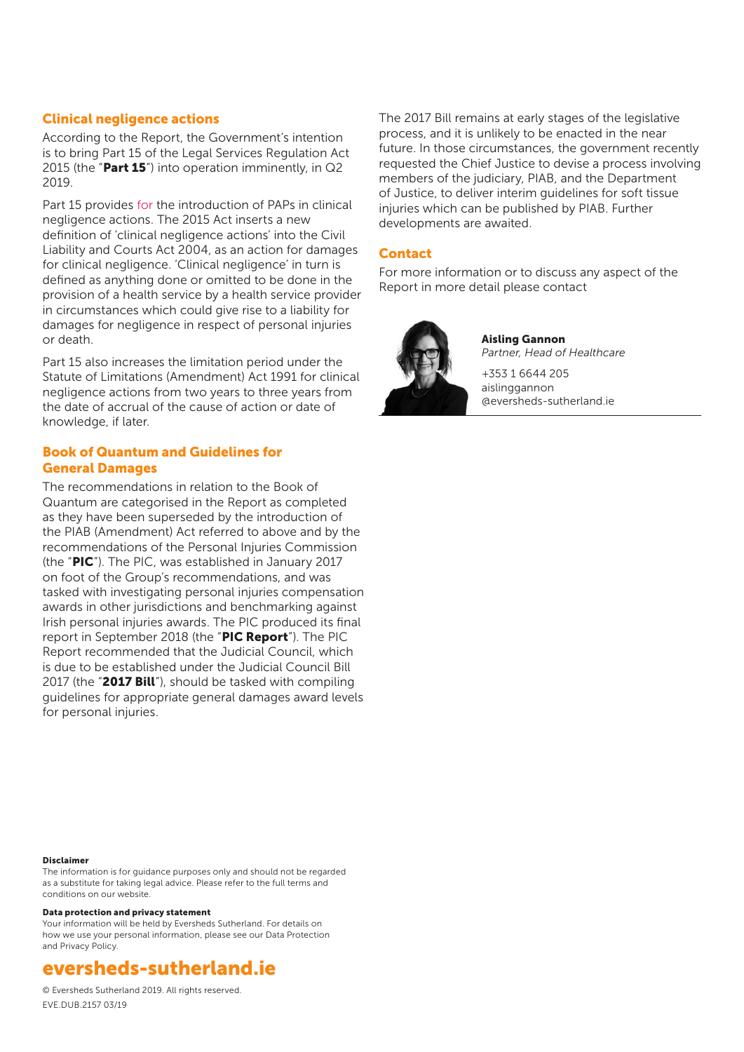## Clinical negligence actions

According to the Report, the Government's intention is to bring Part 15 of the Legal Services Regulation Act 2015 (the "**Part 15**") into operation imminently, in Q2 2019.

Part 15 provides for the introduction of PAPs in clinical negligence actions. The 2015 Act inserts a new definition of 'clinical negligence actions' into the Civil Liability and Courts Act 2004, as an action for damages for clinical negligence. 'Clinical negligence' in turn is defined as anything done or omitted to be done in the provision of a health service by a health service provider in circumstances which could give rise to a liability for damages for negligence in respect of personal injuries or death.

Part 15 also increases the limitation period under the Statute of Limitations (Amendment) Act 1991 for clinical negligence actions from two years to three years from the date of accrual of the cause of action or date of knowledge, if later.

## Book of Quantum and Guidelines for General Damages

The recommendations in relation to the Book of Quantum are categorised in the Report as completed as they have been superseded by the introduction of the PIAB (Amendment) Act referred to above and by the recommendations of the Personal Injuries Commission (the "**PIC**"). The PIC, was established in January 2017 on foot of the Group's recommendations, and was tasked with investigating personal injuries compensation awards in other jurisdictions and benchmarking against Irish personal injuries awards. The PIC produced its final report in September 2018 (the "**PIC Report**"). The PIC Report recommended that the Judicial Council, which is due to be established under the Judicial Council Bill 2017 (the "**2017 Bill**"), should be tasked with compiling guidelines for appropriate general damages award levels for personal injuries.

The 2017 Bill remains at early stages of the legislative process, and it is unlikely to be enacted in the near future. In those circumstances, the government recently requested the Chief Justice to devise a process involving members of the judiciary, PIAB, and the Department of Justice, to deliver interim guidelines for soft tissue injuries which can be published by PIAB. Further developments are awaited.

## Contact

For more information or to discuss any aspect of the Report in more detail please contact

**Aisling Gannon**
*Partner, Head of Healthcare*

+353 1 6644 205
aislinggannon@eversheds-sutherland.ie

**Disclaimer**
The information is for guidance purposes only and should not be regarded as a substitute for taking legal advice. Please refer to the full terms and conditions on our website.

**Data protection and privacy statement**
Your information will be held by Eversheds Sutherland. For details on how we use your personal information, please see our Data Protection and Privacy Policy.

**eversheds-sutherland.ie**

© Eversheds Sutherland 2019. All rights reserved.
EVE.DUB.2157 03/19